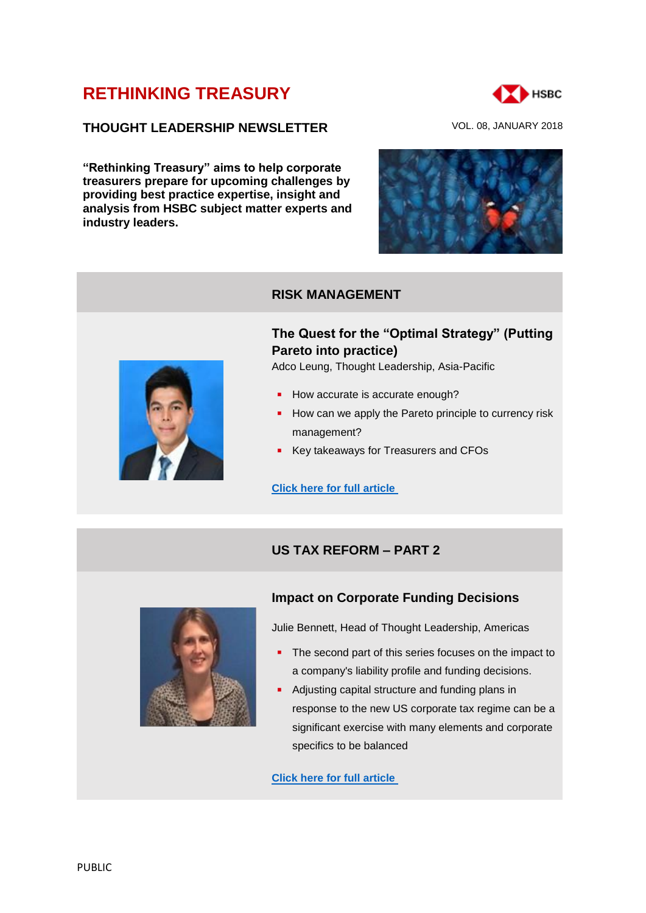# RETHINKING TREASURY

**THOUGHT LEADERSHIP NEWSLETTER**

VOL. 08, JANUARY 2018

**"Rethinking Treasury" aims to help corporate treasurers prepare for upcoming challenges by providing best practice expertise, insight and analysis from HSBC subject matter experts and industry leaders.**

## RISK MANAGEMENT

### The Quest for the "Optimal Strategy" (Putting Pareto into practice)

Adco Leung, Thought Leadership, Asia-Pacific

- How accurate is accurate enough?
- How can we apply the Pareto principle to currency risk management?
- Key takeaways for Treasurers and CFOs

Click here for full article

## US TAX REFORM – PART 2

### Impact on Corporate Funding Decisions

Julie Bennett, Head of Thought Leadership, Americas

- The second part of this series focuses on the impact to a company's liability profile and funding decisions.
- Adjusting capital structure and funding plans in response to the new US corporate tax regime can be a significant exercise with many elements and corporate specifics to be balanced

Click here for full article

PUBLIC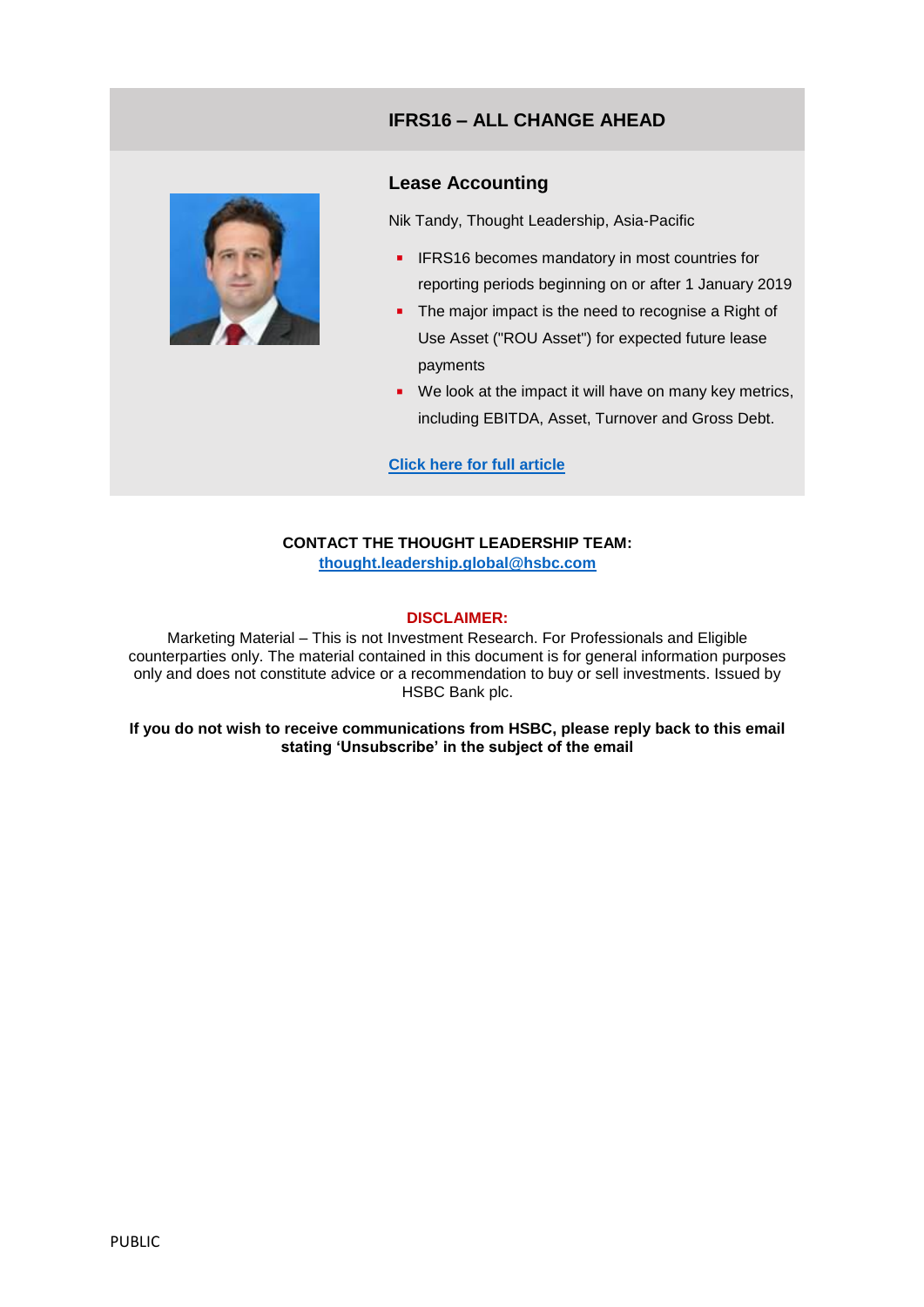## IFRS16 – ALL CHANGE AHEAD

### Lease Accounting

Nik Tandy, Thought Leadership, Asia-Pacific

- IFRS16 becomes mandatory in most countries for reporting periods beginning on or after 1 January 2019
- The major impact is the need to recognise a Right of Use Asset ("ROU Asset") for expected future lease payments
- We look at the impact it will have on many key metrics, including EBITDA, Asset, Turnover and Gross Debt.

**Click here for full article**

**CONTACT THE THOUGHT LEADERSHIP TEAM:**
**thought.leadership.global@hsbc.com**

**DISCLAIMER:**

Marketing Material – This is not Investment Research. For Professionals and Eligible counterparties only. The material contained in this document is for general information purposes only and does not constitute advice or a recommendation to buy or sell investments. Issued by HSBC Bank plc.

**If you do not wish to receive communications from HSBC, please reply back to this email stating 'Unsubscribe' in the subject of the email**

PUBLIC